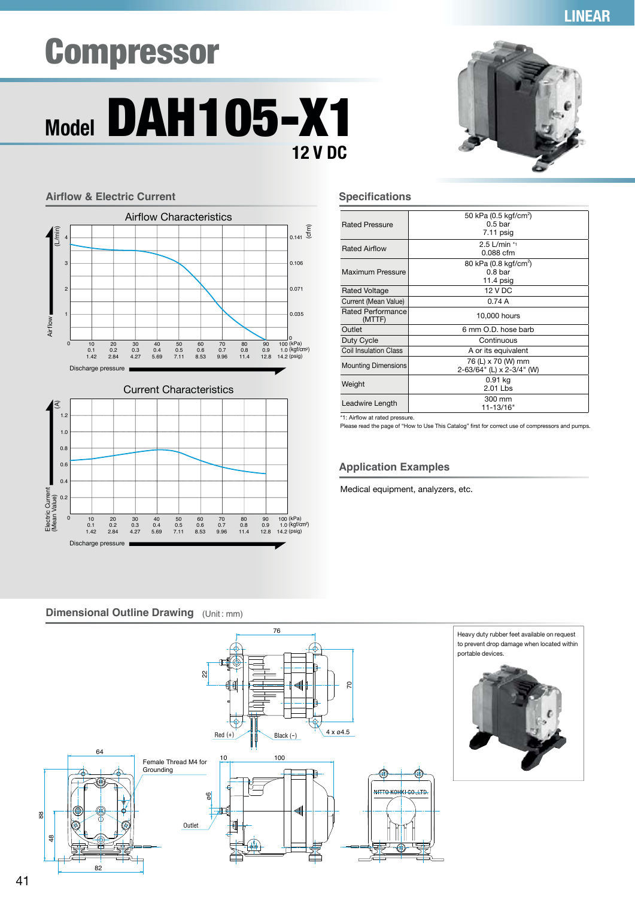LINEAR

# Compressor

## Model DAH105-X1

12 V DC

## Airflow & Electric Current

### Airflow Characteristics

Airflow (L/min): 0, 1, 2, 3, 4
(cfm): 0, 0.035, 0.071, 0.106, 0.141

Discharge pressure:

| (kPa) | 0 | 10 | 20 | 30 | 40 | 50 | 60 | 70 | 80 | 90 | 100 |
|---|---|---|---|---|---|---|---|---|---|---|---|
| (kgf/cm²) | | 0.1 | 0.2 | 0.3 | 0.4 | 0.5 | 0.6 | 0.7 | 0.8 | 0.9 | 1.0 |
| (psig) | | 1.42 | 2.84 | 4.27 | 5.69 | 7.11 | 8.53 | 9.96 | 11.4 | 12.8 | 14.2 |

### Current Characteristics

Electric Current (Mean Value) (A): 0, 0.2, 0.4, 0.6, 0.8, 1.0, 1.2

Discharge pressure:

| (kPa) | 0 | 10 | 20 | 30 | 40 | 50 | 60 | 70 | 80 | 90 | 100 |
|---|---|---|---|---|---|---|---|---|---|---|---|
| (kgf/cm²) | | 0.1 | 0.2 | 0.3 | 0.4 | 0.5 | 0.6 | 0.7 | 0.8 | 0.9 | 1.0 |
| (psig) | | 1.42 | 2.84 | 4.27 | 5.69 | 7.11 | 8.53 | 9.96 | 11.4 | 12.8 | 14.2 |

## Specifications

| Item | Value |
|---|---|
| Rated Pressure | 50 kPa (0.5 kgf/cm²)<br>0.5 bar<br>7.11 psig |
| Rated Airflow | 2.5 L/min *1<br>0.088 cfm |
| Maximum Pressure | 80 kPa (0.8 kgf/cm²)<br>0.8 bar<br>11.4 psig |
| Rated Voltage | 12 V DC |
| Current (Mean Value) | 0.74 A |
| Rated Performance (MTTF) | 10,000 hours |
| Outlet | 6 mm O.D. hose barb |
| Duty Cycle | Continuous |
| Coil Insulation Class | A or its equivalent |
| Mounting Dimensions | 76 (L) x 70 (W) mm<br>2-63/64" (L) x 2-3/4" (W) |
| Weight | 0.91 kg<br>2.01 Lbs |
| Leadwire Length | 300 mm<br>11-13/16" |

*1: Airflow at rated pressure.

Please read the page of "How to Use This Catalog" first for correct use of compressors and pumps.

## Application Examples

Medical equipment, analyzers, etc.

## Dimensional Outline Drawing (Unit : mm)

76, 22, 70, Red (+), Black (−), 4 x ø4.5

64, Female Thread M4 for Grounding, 88, 48, 82

10, 100, ø6, Outlet

NITTO KOHKI CO.,LTD.

Heavy duty rubber feet available on request to prevent drop damage when located within portable devices.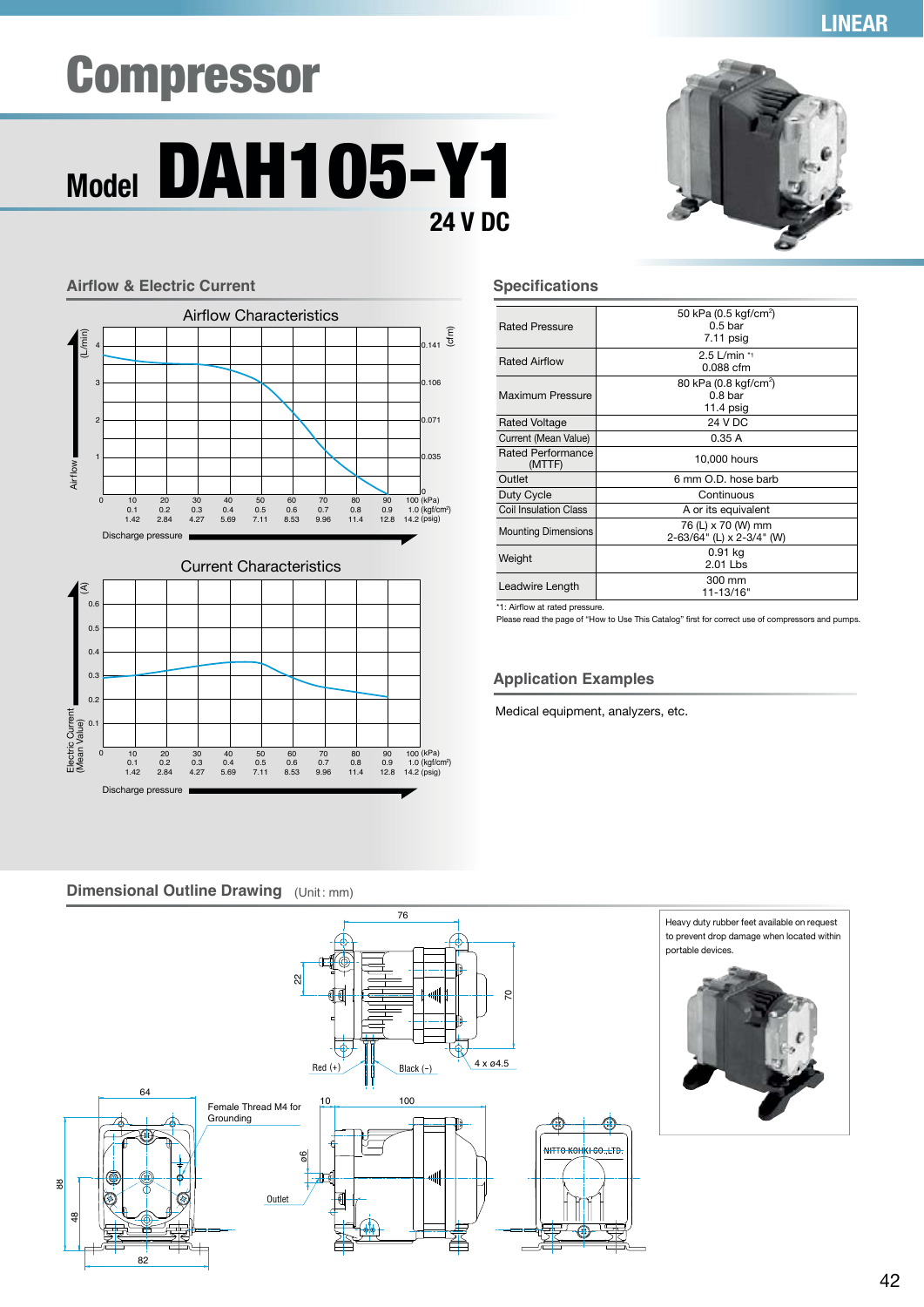LINEAR

# Compressor

## Model DAH105-Y1

24 V DC

### Airflow & Electric Current

Airflow Characteristics

(L/min)
4
3
2
1
0
Air flow

(cfm)
0.141
0.106
0.071
0.035
0

10 20 30 40 50 60 70 80 90 100 (kPa)
0.1 0.2 0.3 0.4 0.5 0.6 0.7 0.8 0.9 1.0 ($kgf/cm^2$)
1.42 2.84 4.27 5.69 7.11 8.53 9.96 11.4 12.8 14.2 (psig)

Discharge pressure

Current Characteristics

(A)
0.6
0.5
0.4
0.3
0.2
0.1
0
Electric Current (Mean Value)

10 20 30 40 50 60 70 80 90 100 (kPa)
0.1 0.2 0.3 0.4 0.5 0.6 0.7 0.8 0.9 1.0 ($kgf/cm^2$)
1.42 2.84 4.27 5.69 7.11 8.53 9.96 11.4 12.8 14.2 (psig)

Discharge pressure

### Specifications

| | |
|---|---|
| Rated Pressure | 50 kPa (0.5 $kgf/cm^2$)<br>0.5 bar<br>7.11 psig |
| Rated Airflow | 2.5 L/min *1<br>0.088 cfm |
| Maximum Pressure | 80 kPa (0.8 $kgf/cm^2$)<br>0.8 bar<br>11.4 psig |
| Rated Voltage | 24 V DC |
| Current (Mean Value) | 0.35 A |
| Rated Performance (MTTF) | 10,000 hours |
| Outlet | 6 mm O.D. hose barb |
| Duty Cycle | Continuous |
| Coil Insulation Class | A or its equivalent |
| Mounting Dimensions | 76 (L) x 70 (W) mm<br>2-63/64" (L) x 2-3/4" (W) |
| Weight | 0.91 kg<br>2.01 Lbs |
| Leadwire Length | 300 mm<br>11-13/16" |

*1: Airflow at rated pressure.

Please read the page of "How to Use This Catalog" first for correct use of compressors and pumps.

### Application Examples

Medical equipment, analyzers, etc.

### Dimensional Outline Drawing (Unit : mm)

76
22
70
Red (+)
Black (−)
4 x ø4.5
64
Female Thread M4 for Grounding
88
48
82
10
100
ø6
Outlet
NITTO KOHKI CO.,LTD.

Heavy duty rubber feet available on request to prevent drop damage when located within portable devices.